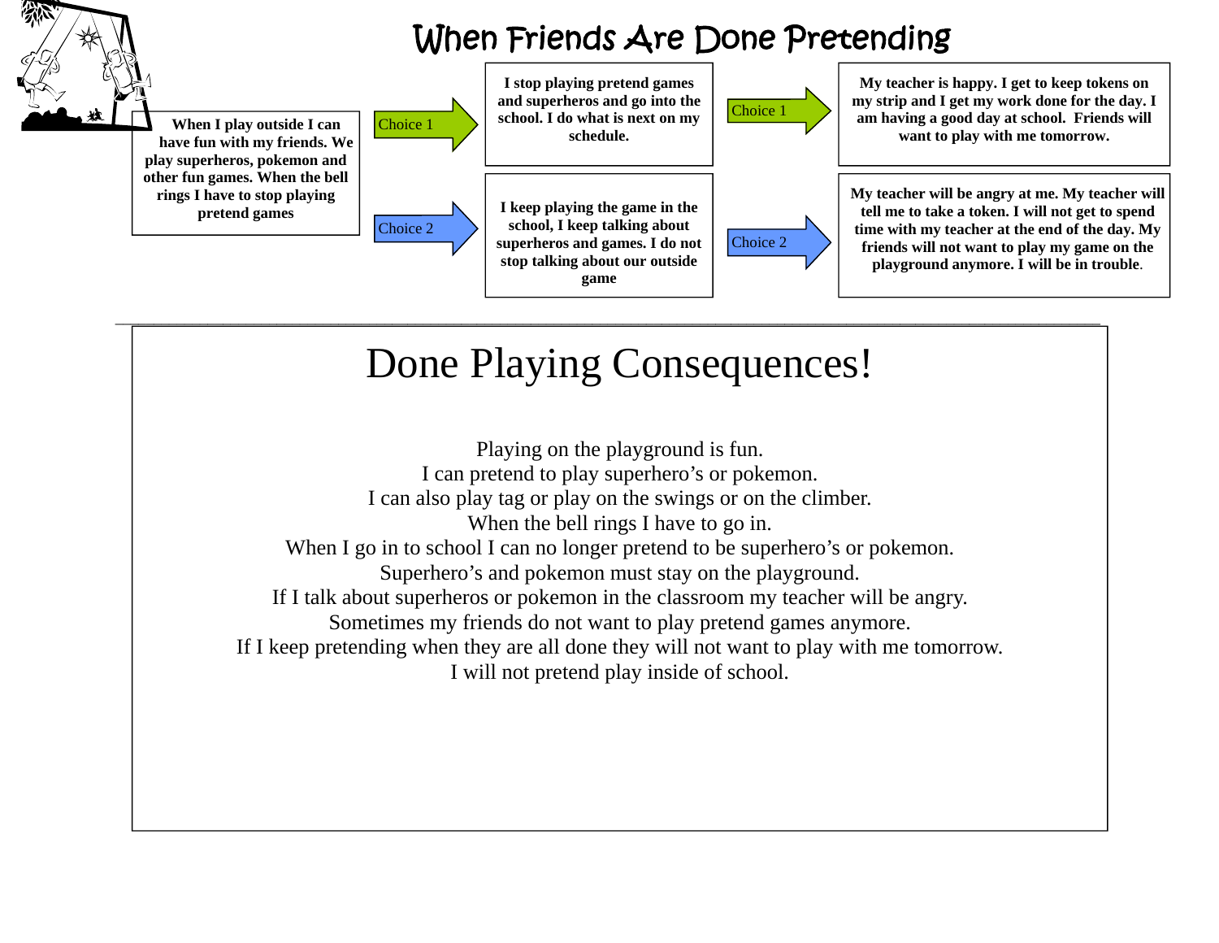# When Friends Are Done Pretending

**When I play outside I can have fun with my friends. We play superheros, pokemon and other fun games. When the bell rings I have to stop playing pretend games**

Choice 1 → **I stop playing pretend games and superheros and go into the school. I do what is next on my schedule.**

Choice 1 → **My teacher is happy. I get to keep tokens on my strip and I get my work done for the day. I am having a good day at school. Friends will want to play with me tomorrow.**

Choice 2 → **I keep playing the game in the school, I keep talking about superheros and games. I do not stop talking about our outside game**

Choice 2 → **My teacher will be angry at me. My teacher will tell me to take a token. I will not get to spend time with my teacher at the end of the day. My friends will not want to play my game on the playground anymore. I will be in trouble.**

---

## Done Playing Consequences!

Playing on the playground is fun.
I can pretend to play superhero's or pokemon.
I can also play tag or play on the swings or on the climber.
When the bell rings I have to go in.
When I go in to school I can no longer pretend to be superhero's or pokemon.
Superhero's and pokemon must stay on the playground.
If I talk about superheros or pokemon in the classroom my teacher will be angry.
Sometimes my friends do not want to play pretend games anymore.
If I keep pretending when they are all done they will not want to play with me tomorrow.
I will not pretend play inside of school.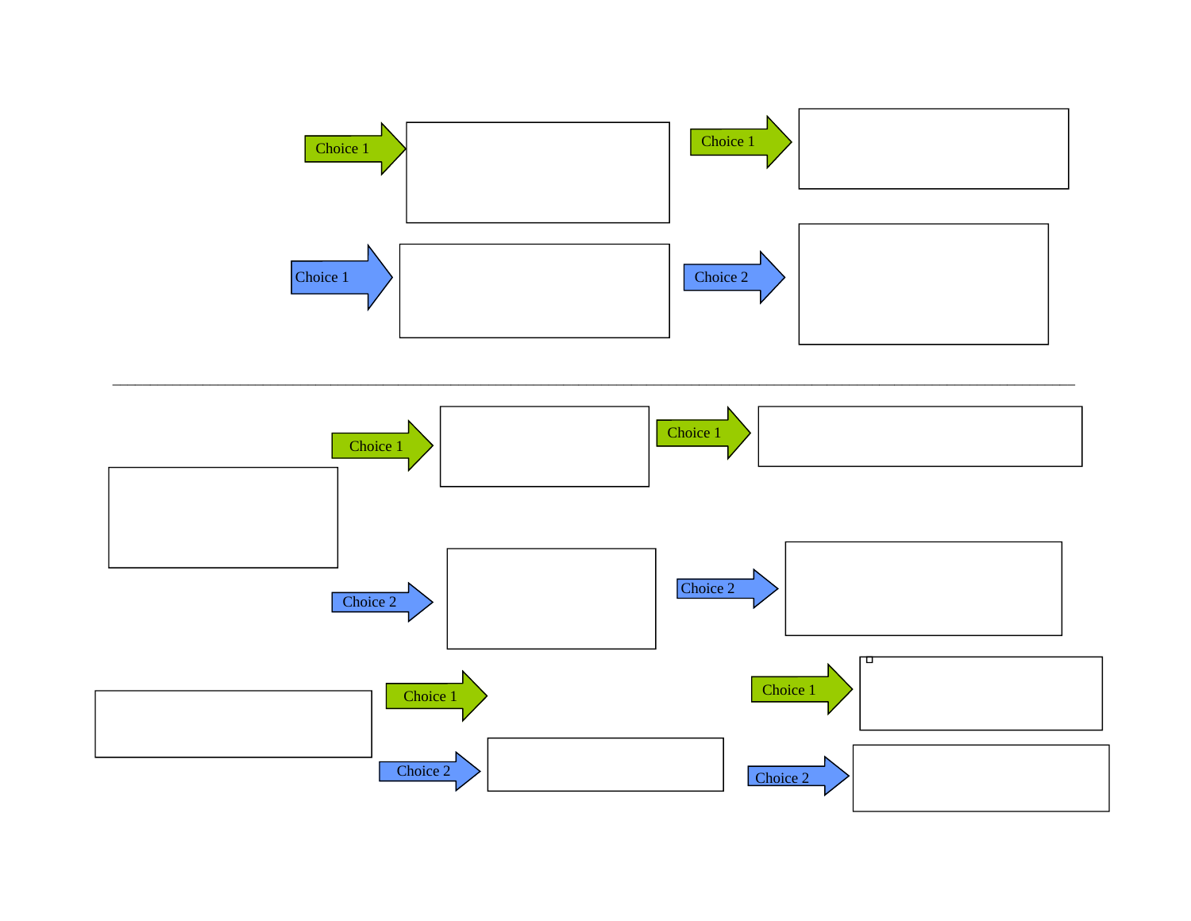Choice 1

Choice 1

Choice 1

Choice 2

---

Choice 1

Choice 1

Choice 2

Choice 2

Choice 1

Choice 1

Choice 2

Choice 2